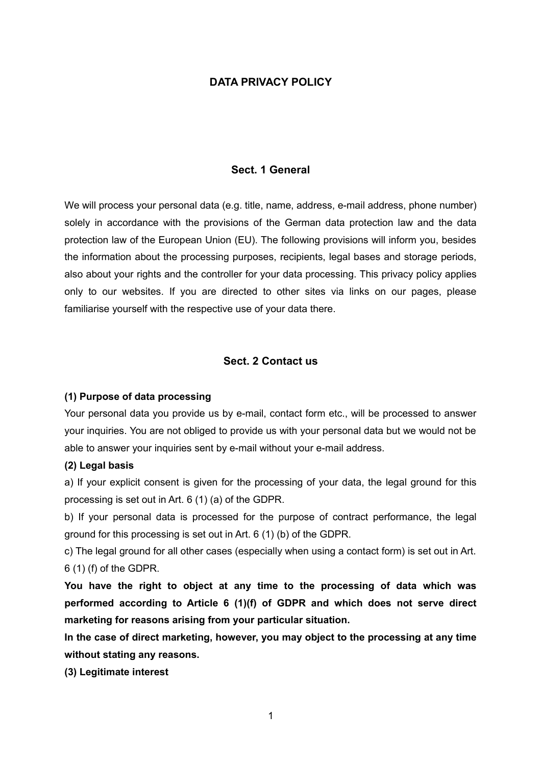# DATA PRIVACY POLICY

## Sect. 1 General

We will process your personal data (e.g. title, name, address, e-mail address, phone number) solely in accordance with the provisions of the German data protection law and the data protection law of the European Union (EU). The following provisions will inform you, besides the information about the processing purposes, recipients, legal bases and storage periods, also about your rights and the controller for your data processing. This privacy policy applies only to our websites. If you are directed to other sites via links on our pages, please familiarise yourself with the respective use of your data there.

## Sect. 2 Contact us

**(1) Purpose of data processing**

Your personal data you provide us by e-mail, contact form etc., will be processed to answer your inquiries. You are not obliged to provide us with your personal data but we would not be able to answer your inquiries sent by e-mail without your e-mail address.

**(2) Legal basis**

a) If your explicit consent is given for the processing of your data, the legal ground for this processing is set out in Art. 6 (1) (a) of the GDPR.

b) If your personal data is processed for the purpose of contract performance, the legal ground for this processing is set out in Art. 6 (1) (b) of the GDPR.

c) The legal ground for all other cases (especially when using a contact form) is set out in Art. 6 (1) (f) of the GDPR.

**You have the right to object at any time to the processing of data which was performed according to Article 6 (1)(f) of GDPR and which does not serve direct marketing for reasons arising from your particular situation.**

**In the case of direct marketing, however, you may object to the processing at any time without stating any reasons.**

**(3) Legitimate interest**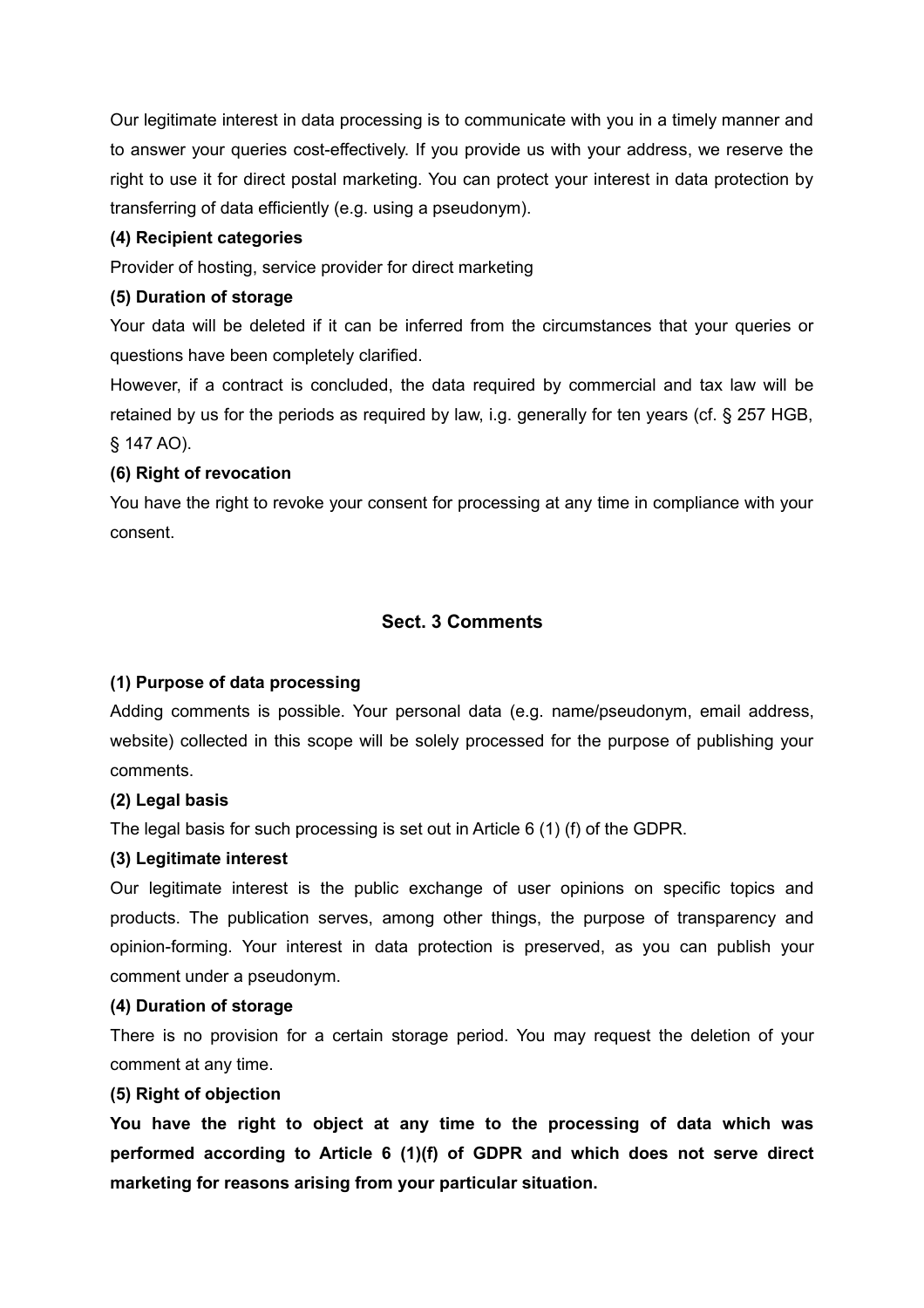Our legitimate interest in data processing is to communicate with you in a timely manner and to answer your queries cost-effectively. If you provide us with your address, we reserve the right to use it for direct postal marketing. You can protect your interest in data protection by transferring of data efficiently (e.g. using a pseudonym).

**(4) Recipient categories**

Provider of hosting, service provider for direct marketing

**(5) Duration of storage**

Your data will be deleted if it can be inferred from the circumstances that your queries or questions have been completely clarified.

However, if a contract is concluded, the data required by commercial and tax law will be retained by us for the periods as required by law, i.g. generally for ten years (cf. § 257 HGB, § 147 AO).

**(6) Right of revocation**

You have the right to revoke your consent for processing at any time in compliance with your consent.

## Sect. 3 Comments

**(1) Purpose of data processing**

Adding comments is possible. Your personal data (e.g. name/pseudonym, email address, website) collected in this scope will be solely processed for the purpose of publishing your comments.

**(2) Legal basis**

The legal basis for such processing is set out in Article 6 (1) (f) of the GDPR.

**(3) Legitimate interest**

Our legitimate interest is the public exchange of user opinions on specific topics and products. The publication serves, among other things, the purpose of transparency and opinion-forming. Your interest in data protection is preserved, as you can publish your comment under a pseudonym.

**(4) Duration of storage**

There is no provision for a certain storage period. You may request the deletion of your comment at any time.

**(5) Right of objection**

**You have the right to object at any time to the processing of data which was performed according to Article 6 (1)(f) of GDPR and which does not serve direct marketing for reasons arising from your particular situation.**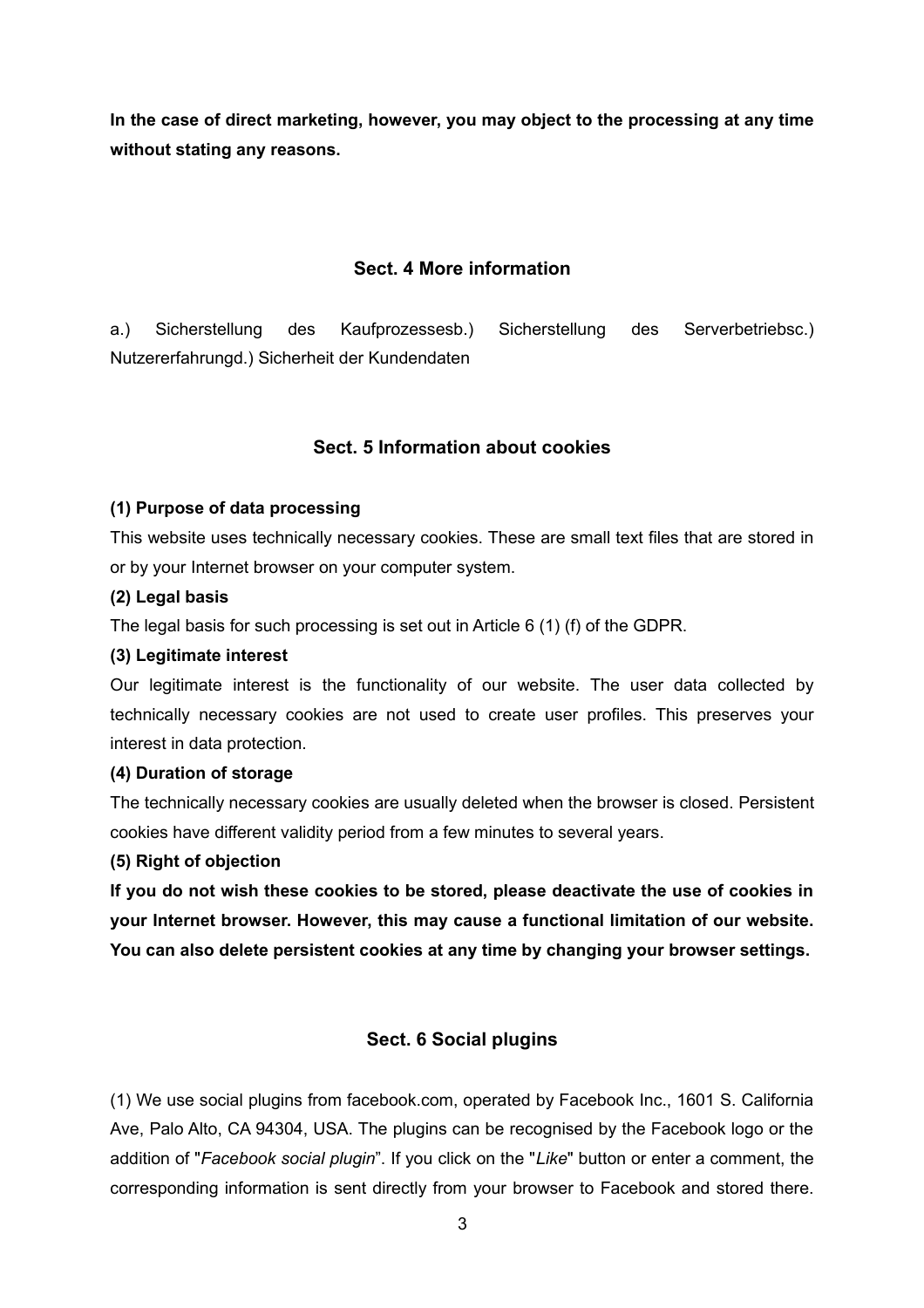**In the case of direct marketing, however, you may object to the processing at any time without stating any reasons.**

## Sect. 4 More information

a.) Sicherstellung des Kaufprozessesb.) Sicherstellung des Serverbetriebsc.) Nutzererfahrungd.) Sicherheit der Kundendaten

## Sect. 5 Information about cookies

**(1) Purpose of data processing**

This website uses technically necessary cookies. These are small text files that are stored in or by your Internet browser on your computer system.

**(2) Legal basis**

The legal basis for such processing is set out in Article 6 (1) (f) of the GDPR.

**(3) Legitimate interest**

Our legitimate interest is the functionality of our website. The user data collected by technically necessary cookies are not used to create user profiles. This preserves your interest in data protection.

**(4) Duration of storage**

The technically necessary cookies are usually deleted when the browser is closed. Persistent cookies have different validity period from a few minutes to several years.

**(5) Right of objection**

**If you do not wish these cookies to be stored, please deactivate the use of cookies in your Internet browser. However, this may cause a functional limitation of our website. You can also delete persistent cookies at any time by changing your browser settings.**

## Sect. 6 Social plugins

(1) We use social plugins from facebook.com, operated by Facebook Inc., 1601 S. California Ave, Palo Alto, CA 94304, USA. The plugins can be recognised by the Facebook logo or the addition of "*Facebook social plugin*". If you click on the "*Like*" button or enter a comment, the corresponding information is sent directly from your browser to Facebook and stored there.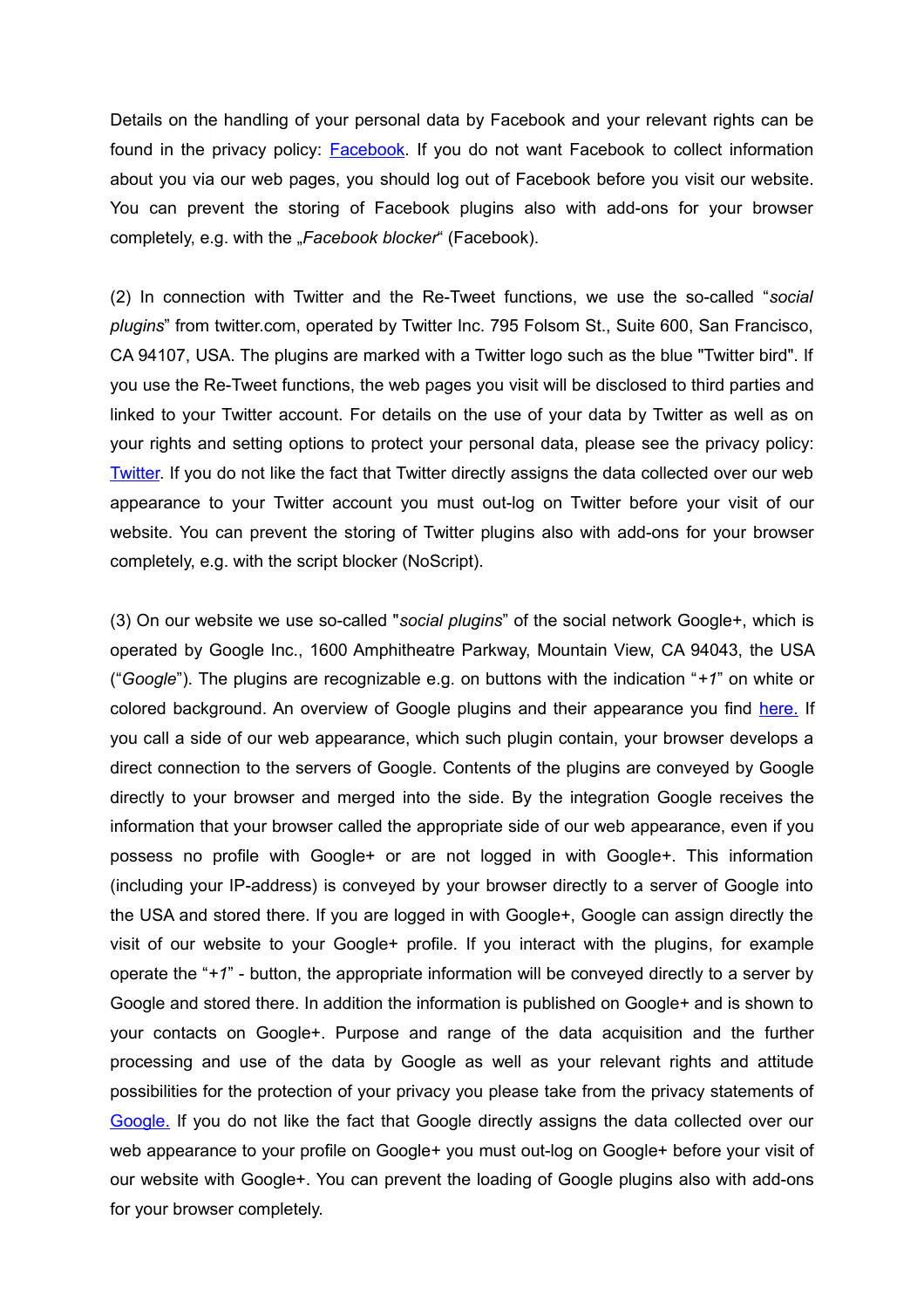Details on the handling of your personal data by Facebook and your relevant rights can be found in the privacy policy: Facebook. If you do not want Facebook to collect information about you via our web pages, you should log out of Facebook before you visit our website. You can prevent the storing of Facebook plugins also with add-ons for your browser completely, e.g. with the „*Facebook blocker*“ (Facebook).

(2) In connection with Twitter and the Re-Tweet functions, we use the so-called “*social plugins*” from twitter.com, operated by Twitter Inc. 795 Folsom St., Suite 600, San Francisco, CA 94107, USA. The plugins are marked with a Twitter logo such as the blue "Twitter bird". If you use the Re-Tweet functions, the web pages you visit will be disclosed to third parties and linked to your Twitter account. For details on the use of your data by Twitter as well as on your rights and setting options to protect your personal data, please see the privacy policy: Twitter. If you do not like the fact that Twitter directly assigns the data collected over our web appearance to your Twitter account you must out-log on Twitter before your visit of our website. You can prevent the storing of Twitter plugins also with add-ons for your browser completely, e.g. with the script blocker (NoScript).

(3) On our website we use so-called "*social plugins*” of the social network Google+, which is operated by Google Inc., 1600 Amphitheatre Parkway, Mountain View, CA 94043, the USA (“*Google*”). The plugins are recognizable e.g. on buttons with the indication “*+1*” on white or colored background. An overview of Google plugins and their appearance you find here. If you call a side of our web appearance, which such plugin contain, your browser develops a direct connection to the servers of Google. Contents of the plugins are conveyed by Google directly to your browser and merged into the side. By the integration Google receives the information that your browser called the appropriate side of our web appearance, even if you possess no profile with Google+ or are not logged in with Google+. This information (including your IP-address) is conveyed by your browser directly to a server of Google into the USA and stored there. If you are logged in with Google+, Google can assign directly the visit of our website to your Google+ profile. If you interact with the plugins, for example operate the “*+1*” - button, the appropriate information will be conveyed directly to a server by Google and stored there. In addition the information is published on Google+ and is shown to your contacts on Google+. Purpose and range of the data acquisition and the further processing and use of the data by Google as well as your relevant rights and attitude possibilities for the protection of your privacy you please take from the privacy statements of Google. If you do not like the fact that Google directly assigns the data collected over our web appearance to your profile on Google+ you must out-log on Google+ before your visit of our website with Google+. You can prevent the loading of Google plugins also with add-ons for your browser completely.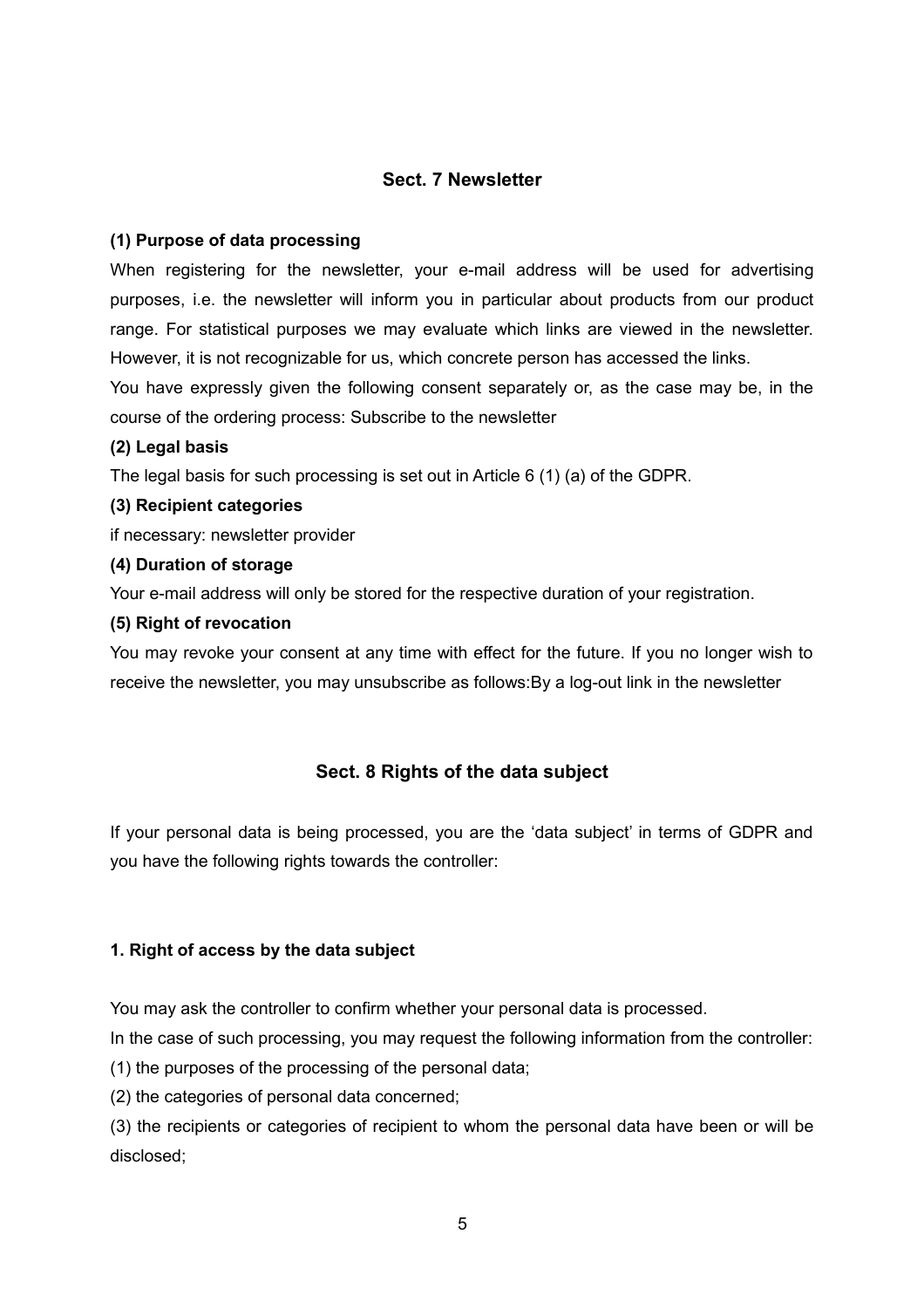## Sect. 7 Newsletter

**(1) Purpose of data processing**

When registering for the newsletter, your e-mail address will be used for advertising purposes, i.e. the newsletter will inform you in particular about products from our product range. For statistical purposes we may evaluate which links are viewed in the newsletter. However, it is not recognizable for us, which concrete person has accessed the links.

You have expressly given the following consent separately or, as the case may be, in the course of the ordering process: Subscribe to the newsletter

**(2) Legal basis**

The legal basis for such processing is set out in Article 6 (1) (a) of the GDPR.

**(3) Recipient categories**

if necessary: newsletter provider

**(4) Duration of storage**

Your e-mail address will only be stored for the respective duration of your registration.

**(5) Right of revocation**

You may revoke your consent at any time with effect for the future. If you no longer wish to receive the newsletter, you may unsubscribe as follows:By a log-out link in the newsletter

## Sect. 8 Rights of the data subject

If your personal data is being processed, you are the 'data subject' in terms of GDPR and you have the following rights towards the controller:

**1. Right of access by the data subject**

You may ask the controller to confirm whether your personal data is processed.

In the case of such processing, you may request the following information from the controller:

(1) the purposes of the processing of the personal data;

(2) the categories of personal data concerned;

(3) the recipients or categories of recipient to whom the personal data have been or will be disclosed;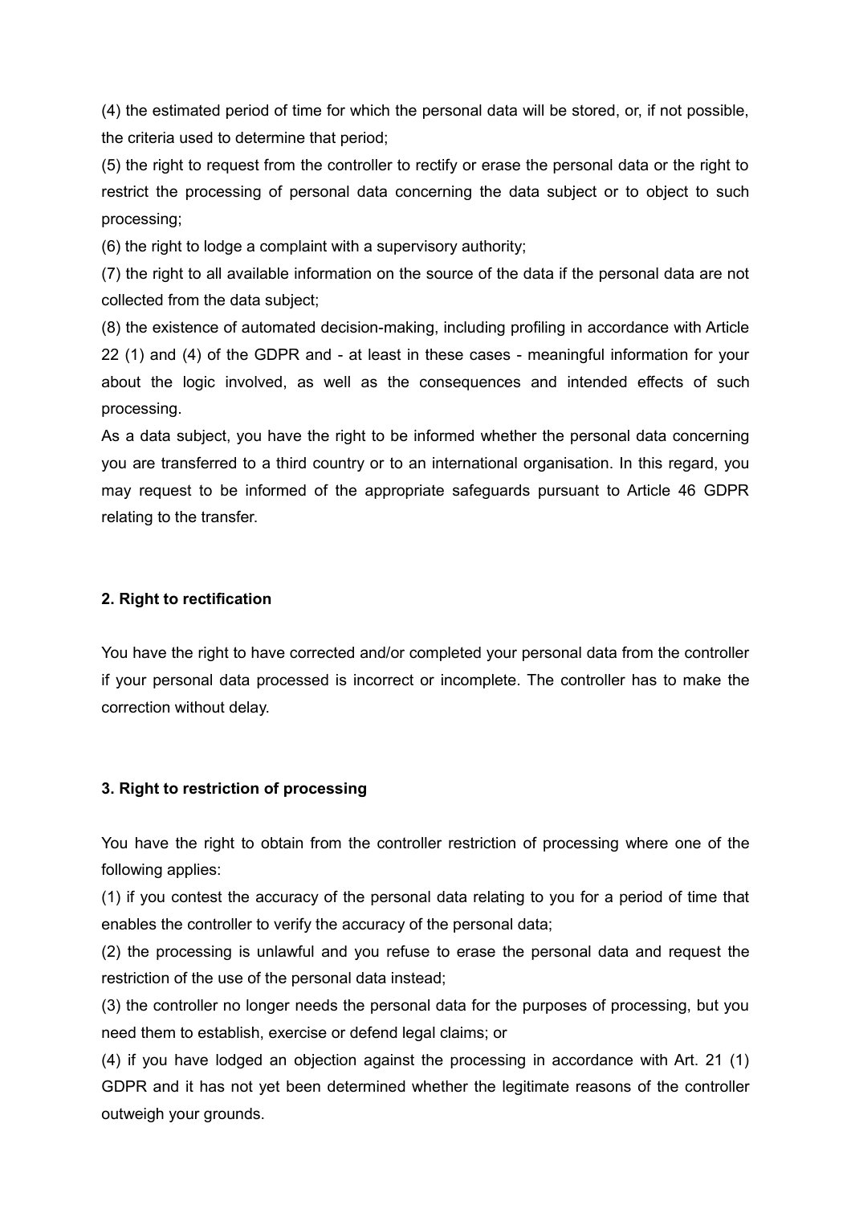(4) the estimated period of time for which the personal data will be stored, or, if not possible, the criteria used to determine that period;

(5) the right to request from the controller to rectify or erase the personal data or the right to restrict the processing of personal data concerning the data subject or to object to such processing;

(6) the right to lodge a complaint with a supervisory authority;

(7) the right to all available information on the source of the data if the personal data are not collected from the data subject;

(8) the existence of automated decision-making, including profiling in accordance with Article 22 (1) and (4) of the GDPR and - at least in these cases - meaningful information for your about the logic involved, as well as the consequences and intended effects of such processing.

As a data subject, you have the right to be informed whether the personal data concerning you are transferred to a third country or to an international organisation. In this regard, you may request to be informed of the appropriate safeguards pursuant to Article 46 GDPR relating to the transfer.

**2. Right to rectification**

You have the right to have corrected and/or completed your personal data from the controller if your personal data processed is incorrect or incomplete. The controller has to make the correction without delay.

**3. Right to restriction of processing**

You have the right to obtain from the controller restriction of processing where one of the following applies:

(1) if you contest the accuracy of the personal data relating to you for a period of time that enables the controller to verify the accuracy of the personal data;

(2) the processing is unlawful and you refuse to erase the personal data and request the restriction of the use of the personal data instead;

(3) the controller no longer needs the personal data for the purposes of processing, but you need them to establish, exercise or defend legal claims; or

(4) if you have lodged an objection against the processing in accordance with Art. 21 (1) GDPR and it has not yet been determined whether the legitimate reasons of the controller outweigh your grounds.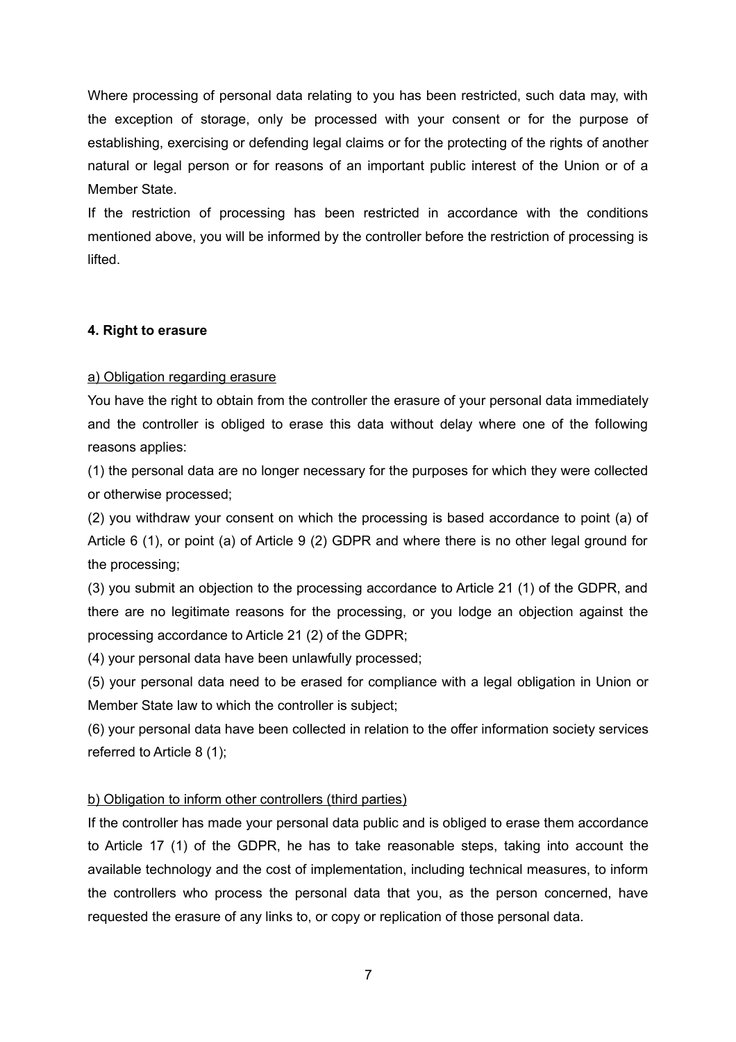Where processing of personal data relating to you has been restricted, such data may, with the exception of storage, only be processed with your consent or for the purpose of establishing, exercising or defending legal claims or for the protecting of the rights of another natural or legal person or for reasons of an important public interest of the Union or of a Member State.

If the restriction of processing has been restricted in accordance with the conditions mentioned above, you will be informed by the controller before the restriction of processing is lifted.

**4. Right to erasure**

a) Obligation regarding erasure

You have the right to obtain from the controller the erasure of your personal data immediately and the controller is obliged to erase this data without delay where one of the following reasons applies:

(1) the personal data are no longer necessary for the purposes for which they were collected or otherwise processed;

(2) you withdraw your consent on which the processing is based accordance to point (a) of Article 6 (1), or point (a) of Article 9 (2) GDPR and where there is no other legal ground for the processing;

(3) you submit an objection to the processing accordance to Article 21 (1) of the GDPR, and there are no legitimate reasons for the processing, or you lodge an objection against the processing accordance to Article 21 (2) of the GDPR;

(4) your personal data have been unlawfully processed;

(5) your personal data need to be erased for compliance with a legal obligation in Union or Member State law to which the controller is subject;

(6) your personal data have been collected in relation to the offer information society services referred to Article 8 (1);

b) Obligation to inform other controllers (third parties)

If the controller has made your personal data public and is obliged to erase them accordance to Article 17 (1) of the GDPR, he has to take reasonable steps, taking into account the available technology and the cost of implementation, including technical measures, to inform the controllers who process the personal data that you, as the person concerned, have requested the erasure of any links to, or copy or replication of those personal data.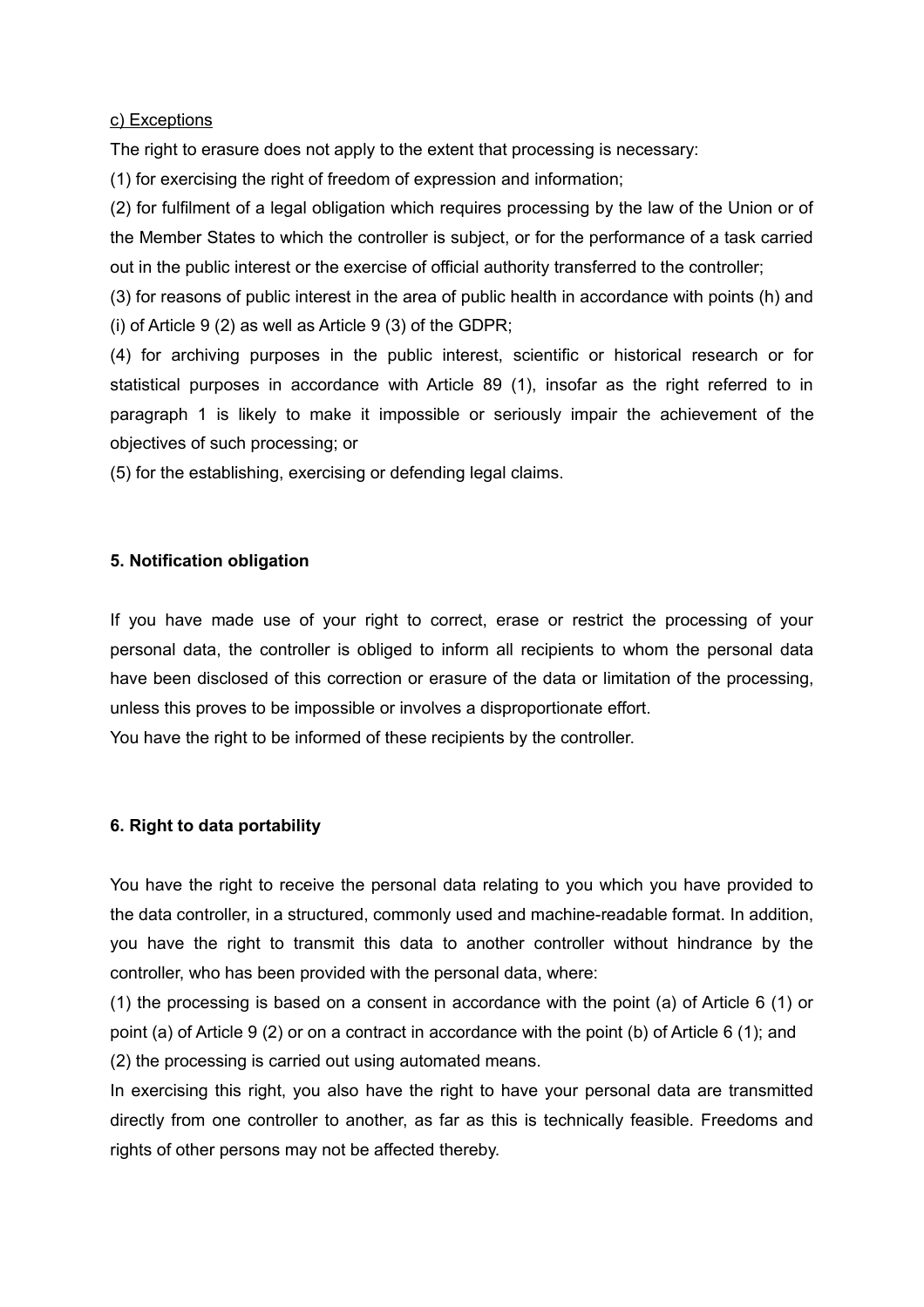c) Exceptions

The right to erasure does not apply to the extent that processing is necessary:

(1) for exercising the right of freedom of expression and information;

(2) for fulfilment of a legal obligation which requires processing by the law of the Union or of the Member States to which the controller is subject, or for the performance of a task carried out in the public interest or the exercise of official authority transferred to the controller;

(3) for reasons of public interest in the area of public health in accordance with points (h) and (i) of Article 9 (2) as well as Article 9 (3) of the GDPR;

(4) for archiving purposes in the public interest, scientific or historical research or for statistical purposes in accordance with Article 89 (1), insofar as the right referred to in paragraph 1 is likely to make it impossible or seriously impair the achievement of the objectives of such processing; or

(5) for the establishing, exercising or defending legal claims.

## 5. Notification obligation

If you have made use of your right to correct, erase or restrict the processing of your personal data, the controller is obliged to inform all recipients to whom the personal data have been disclosed of this correction or erasure of the data or limitation of the processing, unless this proves to be impossible or involves a disproportionate effort.

You have the right to be informed of these recipients by the controller.

## 6. Right to data portability

You have the right to receive the personal data relating to you which you have provided to the data controller, in a structured, commonly used and machine-readable format. In addition, you have the right to transmit this data to another controller without hindrance by the controller, who has been provided with the personal data, where:

(1) the processing is based on a consent in accordance with the point (a) of Article 6 (1) or point (a) of Article 9 (2) or on a contract in accordance with the point (b) of Article 6 (1); and

(2) the processing is carried out using automated means.

In exercising this right, you also have the right to have your personal data are transmitted directly from one controller to another, as far as this is technically feasible. Freedoms and rights of other persons may not be affected thereby.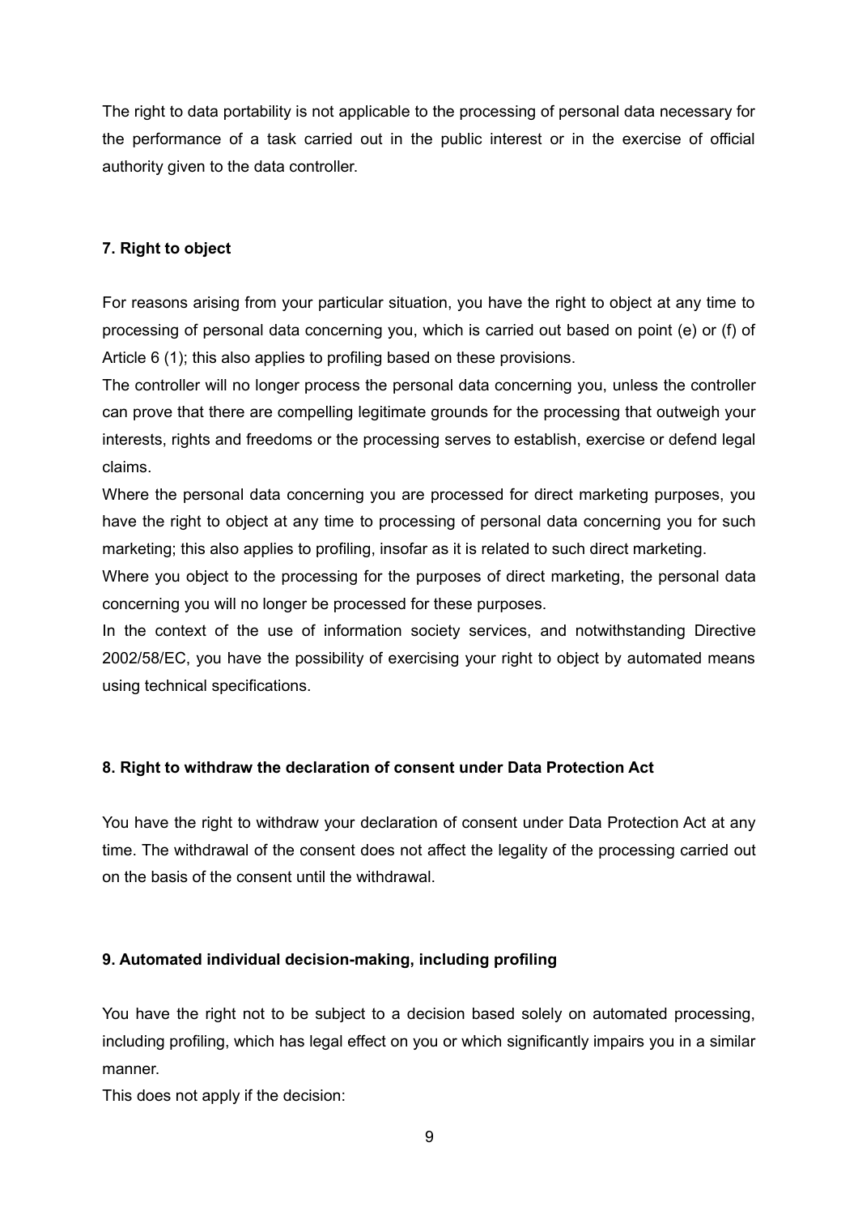The right to data portability is not applicable to the processing of personal data necessary for the performance of a task carried out in the public interest or in the exercise of official authority given to the data controller.

**7. Right to object**

For reasons arising from your particular situation, you have the right to object at any time to processing of personal data concerning you, which is carried out based on point (e) or (f) of Article 6 (1); this also applies to profiling based on these provisions.

The controller will no longer process the personal data concerning you, unless the controller can prove that there are compelling legitimate grounds for the processing that outweigh your interests, rights and freedoms or the processing serves to establish, exercise or defend legal claims.

Where the personal data concerning you are processed for direct marketing purposes, you have the right to object at any time to processing of personal data concerning you for such marketing; this also applies to profiling, insofar as it is related to such direct marketing.

Where you object to the processing for the purposes of direct marketing, the personal data concerning you will no longer be processed for these purposes.

In the context of the use of information society services, and notwithstanding Directive 2002/58/EC, you have the possibility of exercising your right to object by automated means using technical specifications.

**8. Right to withdraw the declaration of consent under Data Protection Act**

You have the right to withdraw your declaration of consent under Data Protection Act at any time. The withdrawal of the consent does not affect the legality of the processing carried out on the basis of the consent until the withdrawal.

**9. Automated individual decision-making, including profiling**

You have the right not to be subject to a decision based solely on automated processing, including profiling, which has legal effect on you or which significantly impairs you in a similar manner.

This does not apply if the decision: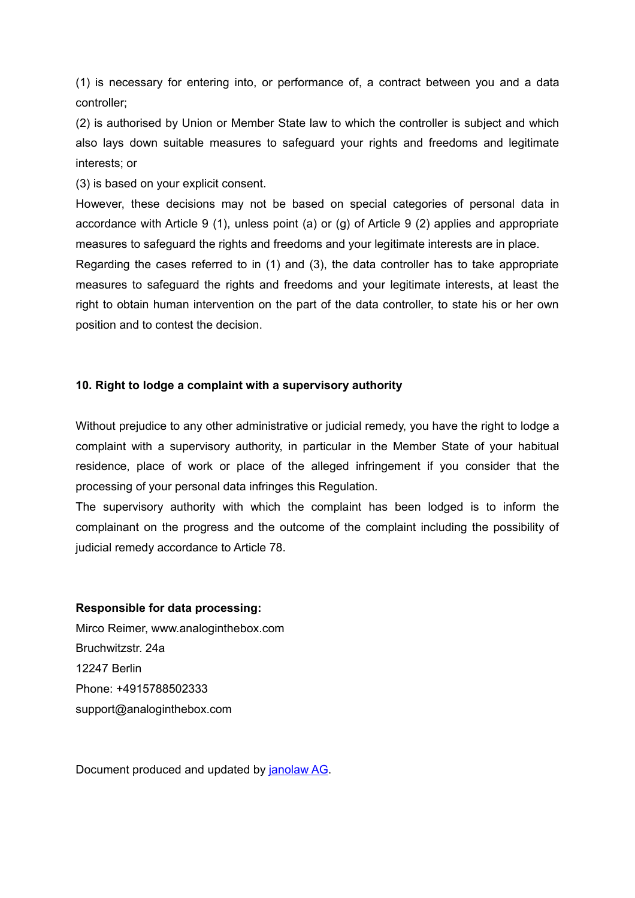(1) is necessary for entering into, or performance of, a contract between you and a data controller;

(2) is authorised by Union or Member State law to which the controller is subject and which also lays down suitable measures to safeguard your rights and freedoms and legitimate interests; or

(3) is based on your explicit consent.

However, these decisions may not be based on special categories of personal data in accordance with Article 9 (1), unless point (a) or (g) of Article 9 (2) applies and appropriate measures to safeguard the rights and freedoms and your legitimate interests are in place.

Regarding the cases referred to in (1) and (3), the data controller has to take appropriate measures to safeguard the rights and freedoms and your legitimate interests, at least the right to obtain human intervention on the part of the data controller, to state his or her own position and to contest the decision.

**10. Right to lodge a complaint with a supervisory authority**

Without prejudice to any other administrative or judicial remedy, you have the right to lodge a complaint with a supervisory authority, in particular in the Member State of your habitual residence, place of work or place of the alleged infringement if you consider that the processing of your personal data infringes this Regulation.

The supervisory authority with which the complaint has been lodged is to inform the complainant on the progress and the outcome of the complaint including the possibility of judicial remedy accordance to Article 78.

**Responsible for data processing:**

Mirco Reimer, www.analoginthebox.com
Bruchwitzstr. 24a
12247 Berlin
Phone: +4915788502333
support@analoginthebox.com

Document produced and updated by janolaw AG.